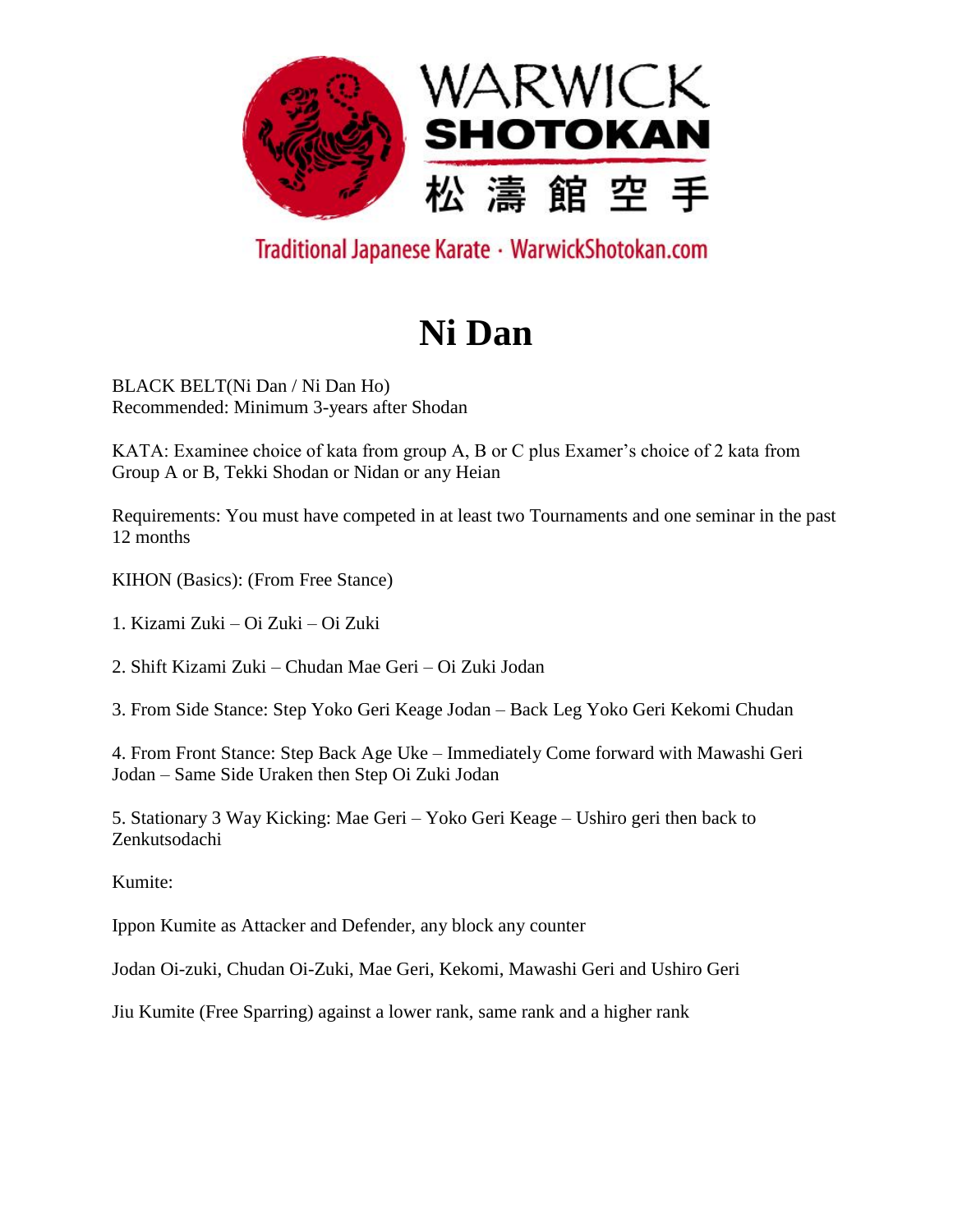WARWICK
SHOTOKAN
松濤館空手

Traditional Japanese Karate · WarwickShotokan.com

# Ni Dan

BLACK BELT(Ni Dan / Ni Dan Ho)
Recommended: Minimum 3-years after Shodan

KATA: Examinee choice of kata from group A, B or C plus Examer's choice of 2 kata from Group A or B, Tekki Shodan or Nidan or any Heian

Requirements: You must have competed in at least two Tournaments and one seminar in the past 12 months

KIHON (Basics): (From Free Stance)

1. Kizami Zuki – Oi Zuki – Oi Zuki

2. Shift Kizami Zuki – Chudan Mae Geri – Oi Zuki Jodan

3. From Side Stance: Step Yoko Geri Keage Jodan – Back Leg Yoko Geri Kekomi Chudan

4. From Front Stance: Step Back Age Uke – Immediately Come forward with Mawashi Geri Jodan – Same Side Uraken then Step Oi Zuki Jodan

5. Stationary 3 Way Kicking: Mae Geri – Yoko Geri Keage – Ushiro geri then back to Zenkutsodachi

Kumite:

Ippon Kumite as Attacker and Defender, any block any counter

Jodan Oi-zuki, Chudan Oi-Zuki, Mae Geri, Kekomi, Mawashi Geri and Ushiro Geri

Jiu Kumite (Free Sparring) against a lower rank, same rank and a higher rank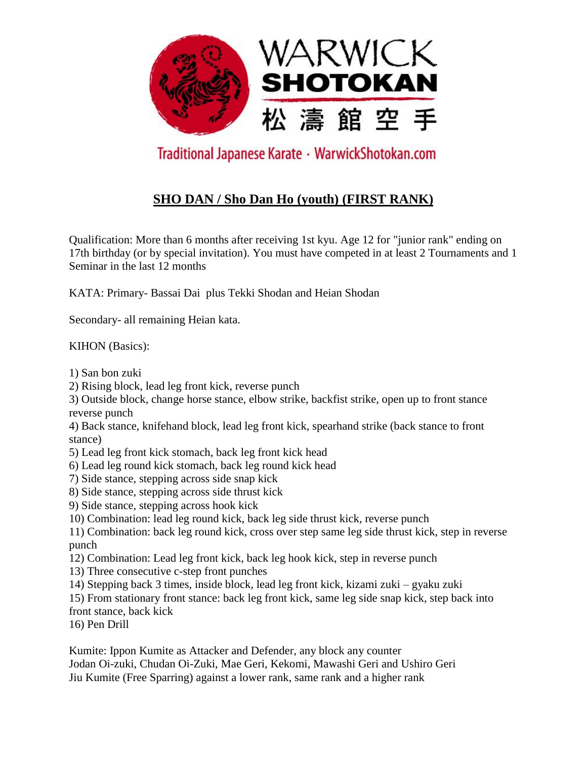WARWICK SHOTOKAN

松濤館空手

Traditional Japanese Karate · WarwickShotokan.com

# SHO DAN / Sho Dan Ho (youth) (FIRST RANK)

Qualification: More than 6 months after receiving 1st kyu. Age 12 for "junior rank" ending on 17th birthday (or by special invitation). You must have competed in at least 2 Tournaments and 1 Seminar in the last 12 months

KATA: Primary- Bassai Dai plus Tekki Shodan and Heian Shodan

Secondary- all remaining Heian kata.

KIHON (Basics):

1) San bon zuki
2) Rising block, lead leg front kick, reverse punch
3) Outside block, change horse stance, elbow strike, backfist strike, open up to front stance reverse punch
4) Back stance, knifehand block, lead leg front kick, spearhand strike (back stance to front stance)
5) Lead leg front kick stomach, back leg front kick head
6) Lead leg round kick stomach, back leg round kick head
7) Side stance, stepping across side snap kick
8) Side stance, stepping across side thrust kick
9) Side stance, stepping across hook kick
10) Combination: lead leg round kick, back leg side thrust kick, reverse punch
11) Combination: back leg round kick, cross over step same leg side thrust kick, step in reverse punch
12) Combination: Lead leg front kick, back leg hook kick, step in reverse punch
13) Three consecutive c-step front punches
14) Stepping back 3 times, inside block, lead leg front kick, kizami zuki – gyaku zuki
15) From stationary front stance: back leg front kick, same leg side snap kick, step back into front stance, back kick
16) Pen Drill

Kumite: Ippon Kumite as Attacker and Defender, any block any counter
Jodan Oi-zuki, Chudan Oi-Zuki, Mae Geri, Kekomi, Mawashi Geri and Ushiro Geri
Jiu Kumite (Free Sparring) against a lower rank, same rank and a higher rank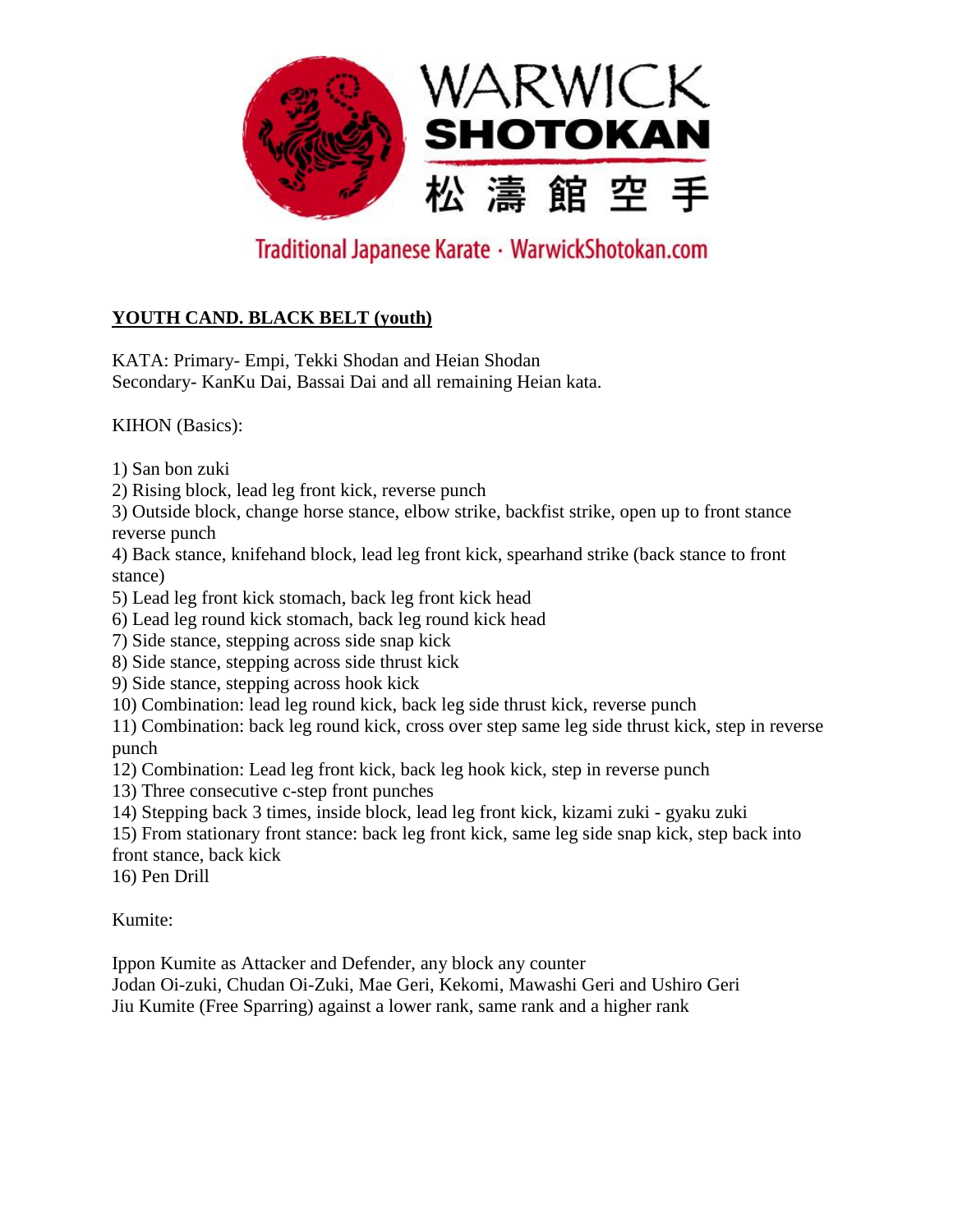# WARWICK SHOTOKAN

松濤館空手

Traditional Japanese Karate · WarwickShotokan.com

## **YOUTH CAND. BLACK BELT (youth)**

KATA: Primary- Empi, Tekki Shodan and Heian Shodan
Secondary- KanKu Dai, Bassai Dai and all remaining Heian kata.

KIHON (Basics):

1) San bon zuki
2) Rising block, lead leg front kick, reverse punch
3) Outside block, change horse stance, elbow strike, backfist strike, open up to front stance reverse punch
4) Back stance, knifehand block, lead leg front kick, spearhand strike (back stance to front stance)
5) Lead leg front kick stomach, back leg front kick head
6) Lead leg round kick stomach, back leg round kick head
7) Side stance, stepping across side snap kick
8) Side stance, stepping across side thrust kick
9) Side stance, stepping across hook kick
10) Combination: lead leg round kick, back leg side thrust kick, reverse punch
11) Combination: back leg round kick, cross over step same leg side thrust kick, step in reverse punch
12) Combination: Lead leg front kick, back leg hook kick, step in reverse punch
13) Three consecutive c-step front punches
14) Stepping back 3 times, inside block, lead leg front kick, kizami zuki - gyaku zuki
15) From stationary front stance: back leg front kick, same leg side snap kick, step back into front stance, back kick
16) Pen Drill

Kumite:

Ippon Kumite as Attacker and Defender, any block any counter
Jodan Oi-zuki, Chudan Oi-Zuki, Mae Geri, Kekomi, Mawashi Geri and Ushiro Geri
Jiu Kumite (Free Sparring) against a lower rank, same rank and a higher rank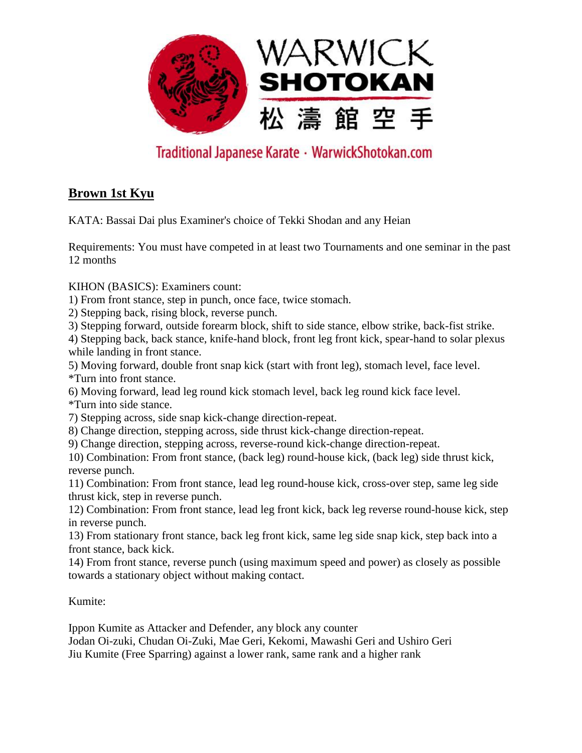## Brown 1st Kyu

KATA: Bassai Dai plus Examiner's choice of Tekki Shodan and any Heian

Requirements: You must have competed in at least two Tournaments and one seminar in the past 12 months

KIHON (BASICS): Examiners count:

1) From front stance, step in punch, once face, twice stomach.
2) Stepping back, rising block, reverse punch.
3) Stepping forward, outside forearm block, shift to side stance, elbow strike, back-fist strike.
4) Stepping back, back stance, knife-hand block, front leg front kick, spear-hand to solar plexus while landing in front stance.
5) Moving forward, double front snap kick (start with front leg), stomach level, face level.

*Turn into front stance.

6) Moving forward, lead leg round kick stomach level, back leg round kick face level.

*Turn into side stance.

7) Stepping across, side snap kick-change direction-repeat.
8) Change direction, stepping across, side thrust kick-change direction-repeat.
9) Change direction, stepping across, reverse-round kick-change direction-repeat.
10) Combination: From front stance, (back leg) round-house kick, (back leg) side thrust kick, reverse punch.
11) Combination: From front stance, lead leg round-house kick, cross-over step, same leg side thrust kick, step in reverse punch.
12) Combination: From front stance, lead leg front kick, back leg reverse round-house kick, step in reverse punch.
13) From stationary front stance, back leg front kick, same leg side snap kick, step back into a front stance, back kick.
14) From front stance, reverse punch (using maximum speed and power) as closely as possible towards a stationary object without making contact.

Kumite:

Ippon Kumite as Attacker and Defender, any block any counter
Jodan Oi-zuki, Chudan Oi-Zuki, Mae Geri, Kekomi, Mawashi Geri and Ushiro Geri
Jiu Kumite (Free Sparring) against a lower rank, same rank and a higher rank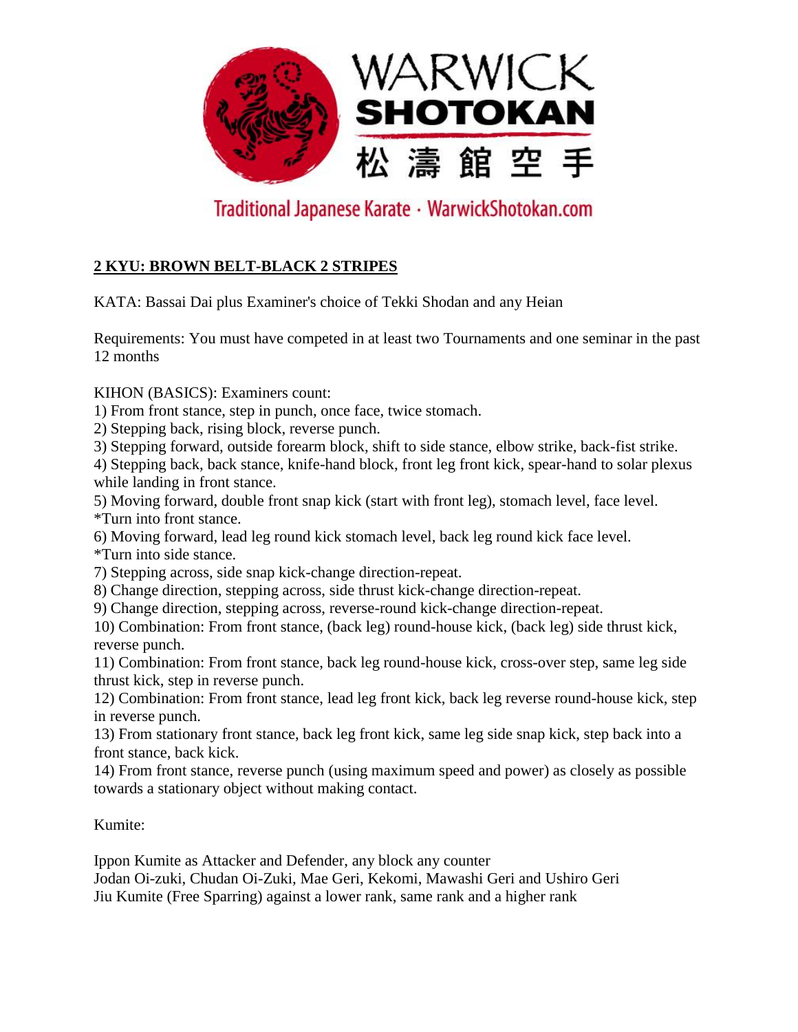# WARWICK SHOTOKAN

松濤館空手

Traditional Japanese Karate · WarwickShotokan.com

## 2 KYU: BROWN BELT-BLACK 2 STRIPES

KATA: Bassai Dai plus Examiner's choice of Tekki Shodan and any Heian

Requirements: You must have competed in at least two Tournaments and one seminar in the past 12 months

KIHON (BASICS): Examiners count:

1) From front stance, step in punch, once face, twice stomach.
2) Stepping back, rising block, reverse punch.
3) Stepping forward, outside forearm block, shift to side stance, elbow strike, back-fist strike.
4) Stepping back, back stance, knife-hand block, front leg front kick, spear-hand to solar plexus while landing in front stance.
5) Moving forward, double front snap kick (start with front leg), stomach level, face level.
*Turn into front stance.
6) Moving forward, lead leg round kick stomach level, back leg round kick face level.
*Turn into side stance.
7) Stepping across, side snap kick-change direction-repeat.
8) Change direction, stepping across, side thrust kick-change direction-repeat.
9) Change direction, stepping across, reverse-round kick-change direction-repeat.
10) Combination: From front stance, (back leg) round-house kick, (back leg) side thrust kick, reverse punch.
11) Combination: From front stance, back leg round-house kick, cross-over step, same leg side thrust kick, step in reverse punch.
12) Combination: From front stance, lead leg front kick, back leg reverse round-house kick, step in reverse punch.
13) From stationary front stance, back leg front kick, same leg side snap kick, step back into a front stance, back kick.
14) From front stance, reverse punch (using maximum speed and power) as closely as possible towards a stationary object without making contact.

Kumite:

Ippon Kumite as Attacker and Defender, any block any counter
Jodan Oi-zuki, Chudan Oi-Zuki, Mae Geri, Kekomi, Mawashi Geri and Ushiro Geri
Jiu Kumite (Free Sparring) against a lower rank, same rank and a higher rank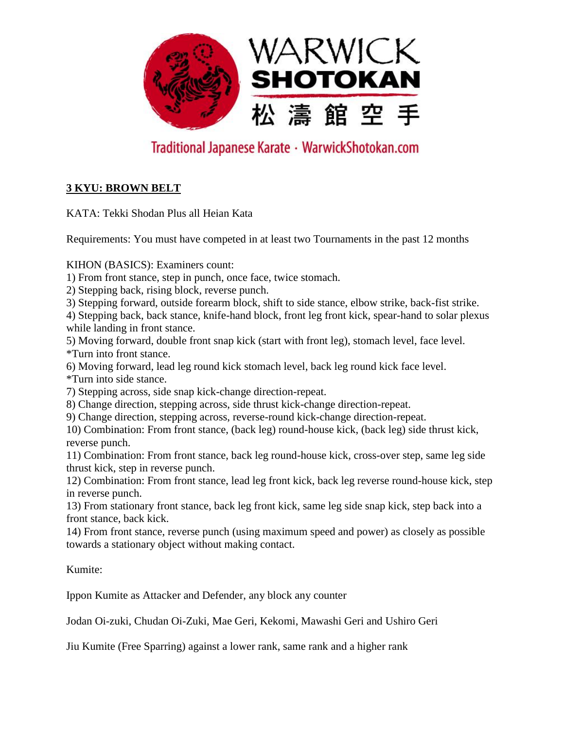## 3 KYU: BROWN BELT

KATA: Tekki Shodan Plus all Heian Kata

Requirements: You must have competed in at least two Tournaments in the past 12 months

KIHON (BASICS): Examiners count:

1) From front stance, step in punch, once face, twice stomach.
2) Stepping back, rising block, reverse punch.
3) Stepping forward, outside forearm block, shift to side stance, elbow strike, back-fist strike.
4) Stepping back, back stance, knife-hand block, front leg front kick, spear-hand to solar plexus while landing in front stance.
5) Moving forward, double front snap kick (start with front leg), stomach level, face level.
*Turn into front stance.
6) Moving forward, lead leg round kick stomach level, back leg round kick face level.
*Turn into side stance.
7) Stepping across, side snap kick-change direction-repeat.
8) Change direction, stepping across, side thrust kick-change direction-repeat.
9) Change direction, stepping across, reverse-round kick-change direction-repeat.
10) Combination: From front stance, (back leg) round-house kick, (back leg) side thrust kick, reverse punch.
11) Combination: From front stance, back leg round-house kick, cross-over step, same leg side thrust kick, step in reverse punch.
12) Combination: From front stance, lead leg front kick, back leg reverse round-house kick, step in reverse punch.
13) From stationary front stance, back leg front kick, same leg side snap kick, step back into a front stance, back kick.
14) From front stance, reverse punch (using maximum speed and power) as closely as possible towards a stationary object without making contact.

Kumite:

Ippon Kumite as Attacker and Defender, any block any counter

Jodan Oi-zuki, Chudan Oi-Zuki, Mae Geri, Kekomi, Mawashi Geri and Ushiro Geri

Jiu Kumite (Free Sparring) against a lower rank, same rank and a higher rank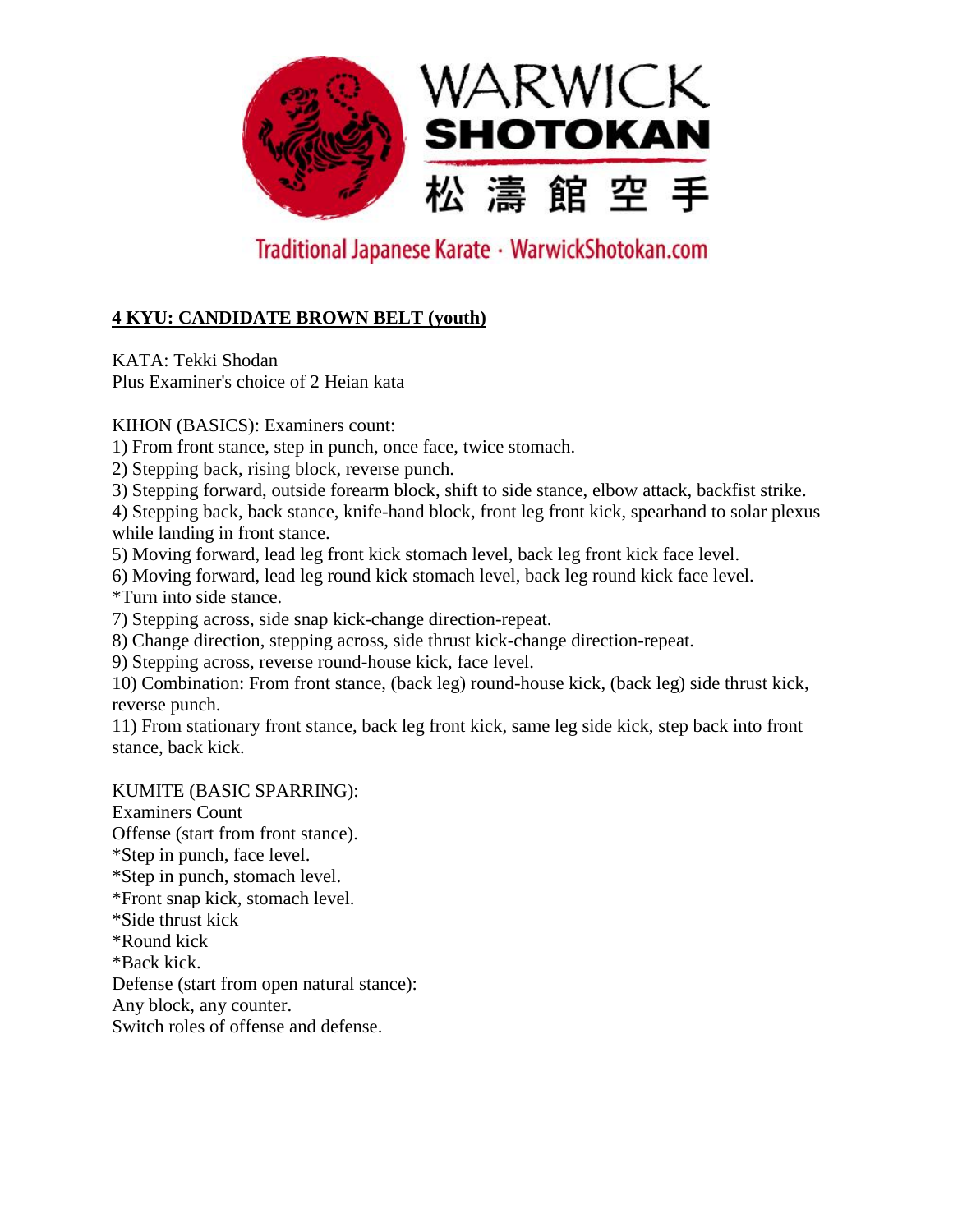## 4 KYU: CANDIDATE BROWN BELT (youth)

KATA: Tekki Shodan
Plus Examiner's choice of 2 Heian kata

KIHON (BASICS): Examiners count:

1) From front stance, step in punch, once face, twice stomach.
2) Stepping back, rising block, reverse punch.
3) Stepping forward, outside forearm block, shift to side stance, elbow attack, backfist strike.
4) Stepping back, back stance, knife-hand block, front leg front kick, spearhand to solar plexus while landing in front stance.
5) Moving forward, lead leg front kick stomach level, back leg front kick face level.
6) Moving forward, lead leg round kick stomach level, back leg round kick face level.

*Turn into side stance.

7) Stepping across, side snap kick-change direction-repeat.
8) Change direction, stepping across, side thrust kick-change direction-repeat.
9) Stepping across, reverse round-house kick, face level.
10) Combination: From front stance, (back leg) round-house kick, (back leg) side thrust kick, reverse punch.
11) From stationary front stance, back leg front kick, same leg side kick, step back into front stance, back kick.

KUMITE (BASIC SPARRING):
Examiners Count
Offense (start from front stance).
*Step in punch, face level.
*Step in punch, stomach level.
*Front snap kick, stomach level.
*Side thrust kick
*Round kick
*Back kick.
Defense (start from open natural stance):
Any block, any counter.
Switch roles of offense and defense.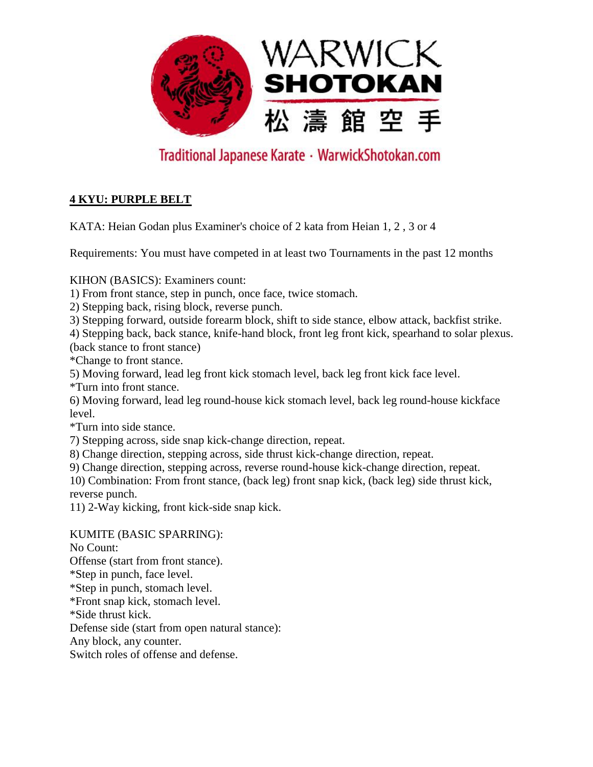WARWICK SHOTOKAN 松濤館空手

Traditional Japanese Karate · WarwickShotokan.com

## 4 KYU: PURPLE BELT

KATA: Heian Godan plus Examiner's choice of 2 kata from Heian 1, 2 , 3 or 4

Requirements: You must have competed in at least two Tournaments in the past 12 months

KIHON (BASICS): Examiners count:

1) From front stance, step in punch, once face, twice stomach.
2) Stepping back, rising block, reverse punch.
3) Stepping forward, outside forearm block, shift to side stance, elbow attack, backfist strike.
4) Stepping back, back stance, knife-hand block, front leg front kick, spearhand to solar plexus. (back stance to front stance)

*Change to front stance.

5) Moving forward, lead leg front kick stomach level, back leg front kick face level.

*Turn into front stance.

6) Moving forward, lead leg round-house kick stomach level, back leg round-house kickface level.

*Turn into side stance.

7) Stepping across, side snap kick-change direction, repeat.
8) Change direction, stepping across, side thrust kick-change direction, repeat.
9) Change direction, stepping across, reverse round-house kick-change direction, repeat.
10) Combination: From front stance, (back leg) front snap kick, (back leg) side thrust kick, reverse punch.
11) 2-Way kicking, front kick-side snap kick.

KUMITE (BASIC SPARRING):

No Count:

Offense (start from front stance).

*Step in punch, face level.

*Step in punch, stomach level.

*Front snap kick, stomach level.

*Side thrust kick.

Defense side (start from open natural stance):

Any block, any counter.

Switch roles of offense and defense.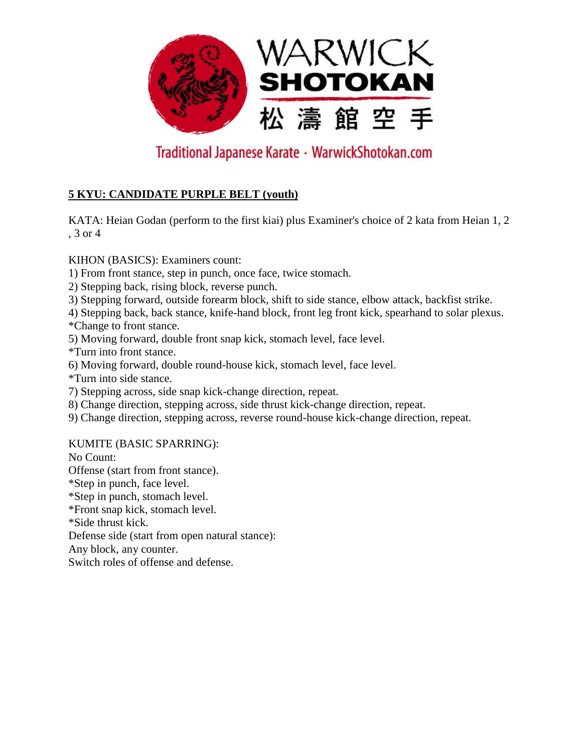WARWICK SHOTOKAN 松濤館空手

Traditional Japanese Karate · WarwickShotokan.com

## 5 KYU: CANDIDATE PURPLE BELT (youth)

KATA: Heian Godan (perform to the first kiai) plus Examiner's choice of 2 kata from Heian 1, 2 , 3 or 4

KIHON (BASICS): Examiners count:
1) From front stance, step in punch, once face, twice stomach.
2) Stepping back, rising block, reverse punch.
3) Stepping forward, outside forearm block, shift to side stance, elbow attack, backfist strike.
4) Stepping back, back stance, knife-hand block, front leg front kick, spearhand to solar plexus.
*Change to front stance.
5) Moving forward, double front snap kick, stomach level, face level.
*Turn into front stance.
6) Moving forward, double round-house kick, stomach level, face level.
*Turn into side stance.
7) Stepping across, side snap kick-change direction, repeat.
8) Change direction, stepping across, side thrust kick-change direction, repeat.
9) Change direction, stepping across, reverse round-house kick-change direction, repeat.

KUMITE (BASIC SPARRING):
No Count:
Offense (start from front stance).
*Step in punch, face level.
*Step in punch, stomach level.
*Front snap kick, stomach level.
*Side thrust kick.
Defense side (start from open natural stance):
Any block, any counter.
Switch roles of offense and defense.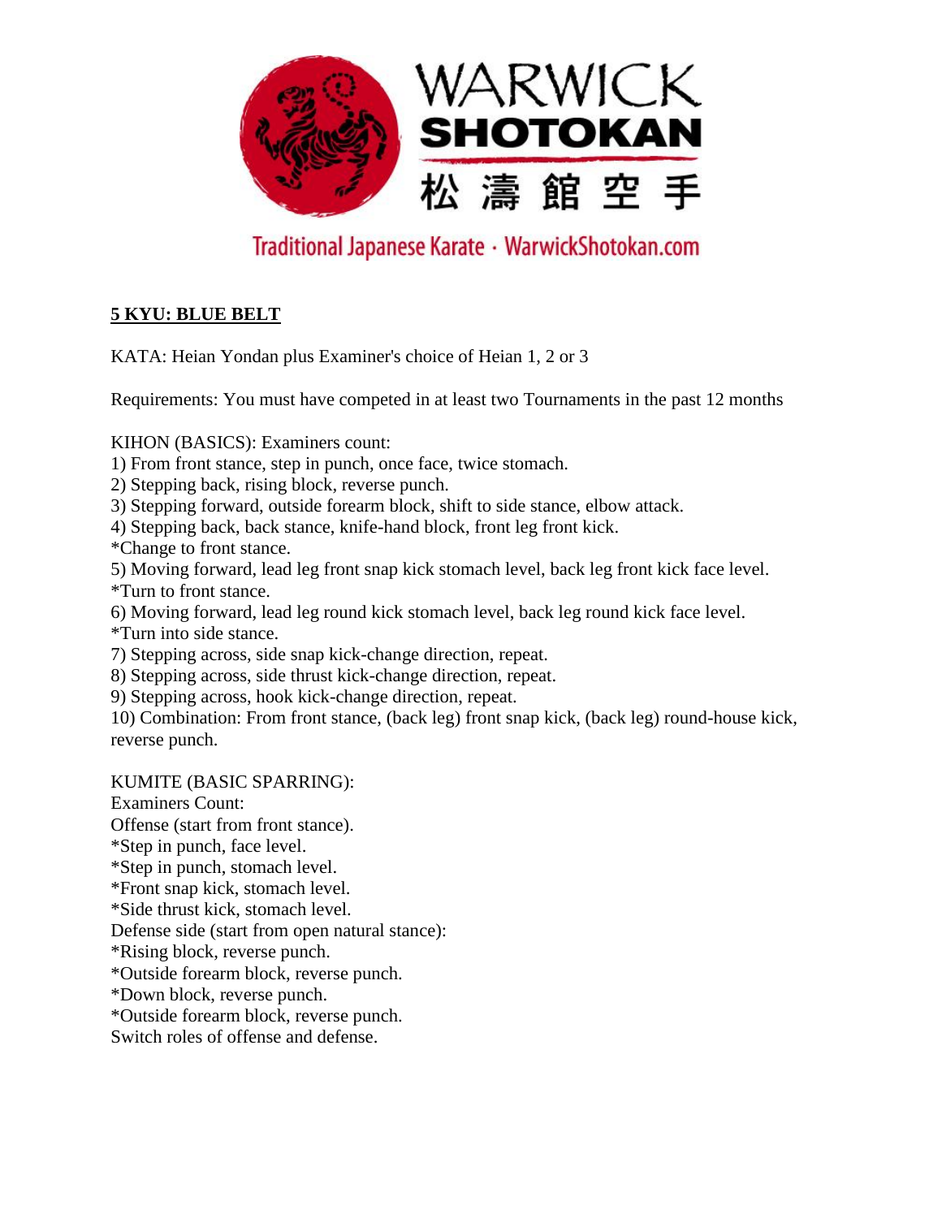## **5 KYU: BLUE BELT**

KATA: Heian Yondan plus Examiner's choice of Heian 1, 2 or 3

Requirements: You must have competed in at least two Tournaments in the past 12 months

KIHON (BASICS): Examiners count:
1) From front stance, step in punch, once face, twice stomach.
2) Stepping back, rising block, reverse punch.
3) Stepping forward, outside forearm block, shift to side stance, elbow attack.
4) Stepping back, back stance, knife-hand block, front leg front kick.
*Change to front stance.
5) Moving forward, lead leg front snap kick stomach level, back leg front kick face level.
*Turn to front stance.
6) Moving forward, lead leg round kick stomach level, back leg round kick face level.
*Turn into side stance.
7) Stepping across, side snap kick-change direction, repeat.
8) Stepping across, side thrust kick-change direction, repeat.
9) Stepping across, hook kick-change direction, repeat.
10) Combination: From front stance, (back leg) front snap kick, (back leg) round-house kick, reverse punch.

KUMITE (BASIC SPARRING):
Examiners Count:
Offense (start from front stance).
*Step in punch, face level.
*Step in punch, stomach level.
*Front snap kick, stomach level.
*Side thrust kick, stomach level.
Defense side (start from open natural stance):
*Rising block, reverse punch.
*Outside forearm block, reverse punch.
*Down block, reverse punch.
*Outside forearm block, reverse punch.
Switch roles of offense and defense.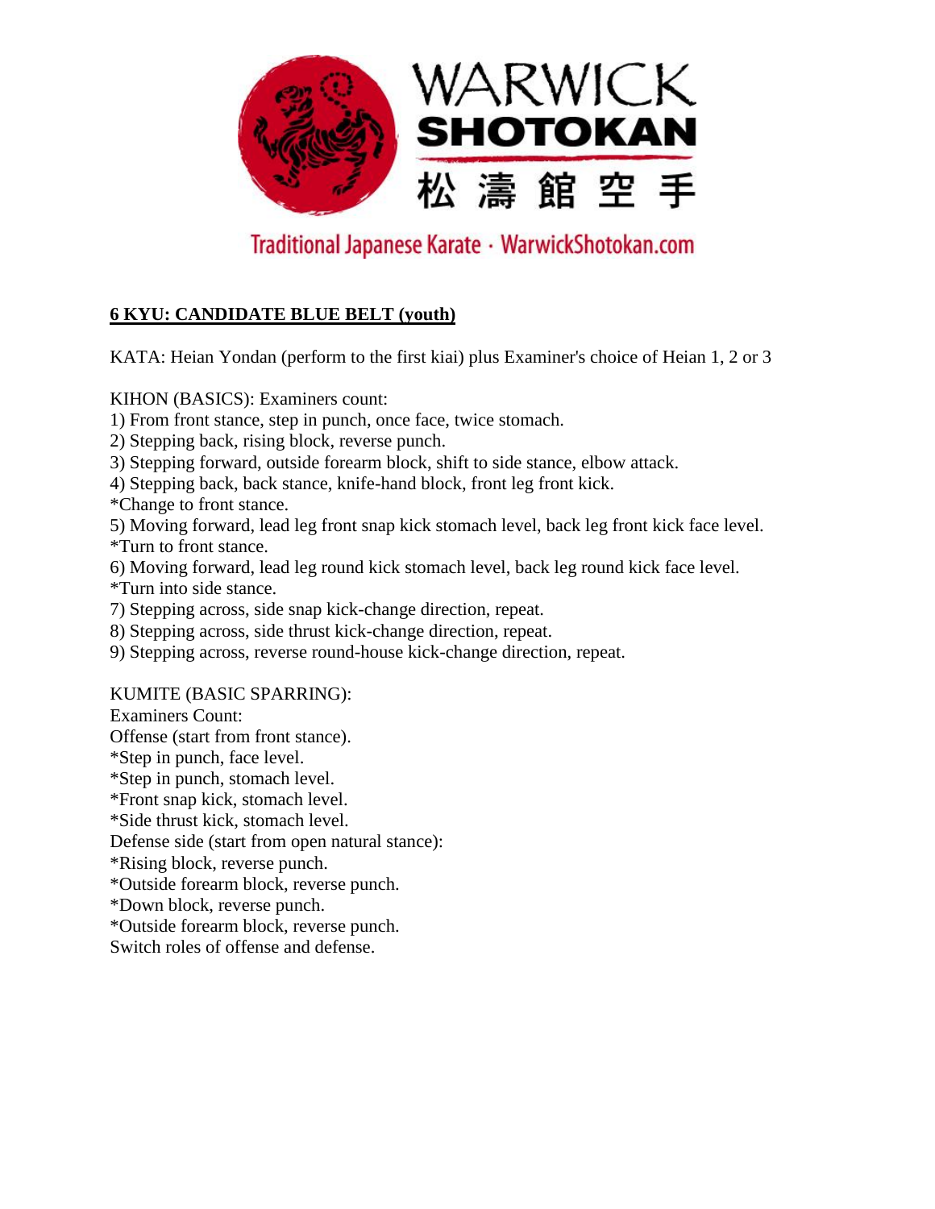WARWICK
SHOTOKAN
松濤館空手

Traditional Japanese Karate · WarwickShotokan.com

**6 KYU: CANDIDATE BLUE BELT (youth)**

KATA: Heian Yondan (perform to the first kiai) plus Examiner's choice of Heian 1, 2 or 3

KIHON (BASICS): Examiners count:
1) From front stance, step in punch, once face, twice stomach.
2) Stepping back, rising block, reverse punch.
3) Stepping forward, outside forearm block, shift to side stance, elbow attack.
4) Stepping back, back stance, knife-hand block, front leg front kick.
*Change to front stance.
5) Moving forward, lead leg front snap kick stomach level, back leg front kick face level.
*Turn to front stance.
6) Moving forward, lead leg round kick stomach level, back leg round kick face level.
*Turn into side stance.
7) Stepping across, side snap kick-change direction, repeat.
8) Stepping across, side thrust kick-change direction, repeat.
9) Stepping across, reverse round-house kick-change direction, repeat.

KUMITE (BASIC SPARRING):
Examiners Count:
Offense (start from front stance).
*Step in punch, face level.
*Step in punch, stomach level.
*Front snap kick, stomach level.
*Side thrust kick, stomach level.
Defense side (start from open natural stance):
*Rising block, reverse punch.
*Outside forearm block, reverse punch.
*Down block, reverse punch.
*Outside forearm block, reverse punch.
Switch roles of offense and defense.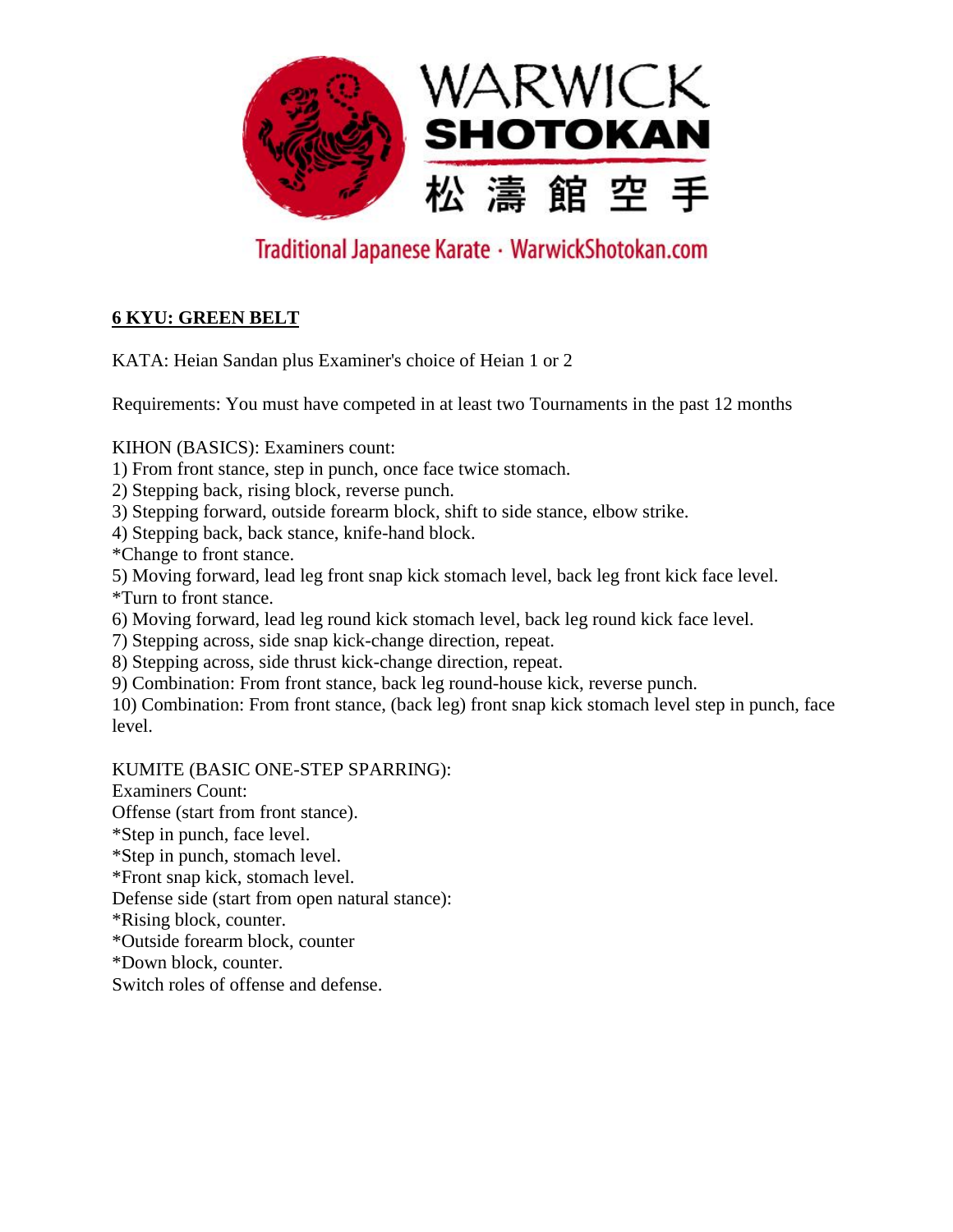## 6 KYU: GREEN BELT

KATA: Heian Sandan plus Examiner's choice of Heian 1 or 2

Requirements: You must have competed in at least two Tournaments in the past 12 months

KIHON (BASICS): Examiners count:

1) From front stance, step in punch, once face twice stomach.
2) Stepping back, rising block, reverse punch.
3) Stepping forward, outside forearm block, shift to side stance, elbow strike.
4) Stepping back, back stance, knife-hand block.

*Change to front stance.

5) Moving forward, lead leg front snap kick stomach level, back leg front kick face level.

*Turn to front stance.

6) Moving forward, lead leg round kick stomach level, back leg round kick face level.
7) Stepping across, side snap kick-change direction, repeat.
8) Stepping across, side thrust kick-change direction, repeat.
9) Combination: From front stance, back leg round-house kick, reverse punch.
10) Combination: From front stance, (back leg) front snap kick stomach level step in punch, face level.

KUMITE (BASIC ONE-STEP SPARRING):
Examiners Count:
Offense (start from front stance).
*Step in punch, face level.
*Step in punch, stomach level.
*Front snap kick, stomach level.
Defense side (start from open natural stance):
*Rising block, counter.
*Outside forearm block, counter
*Down block, counter.
Switch roles of offense and defense.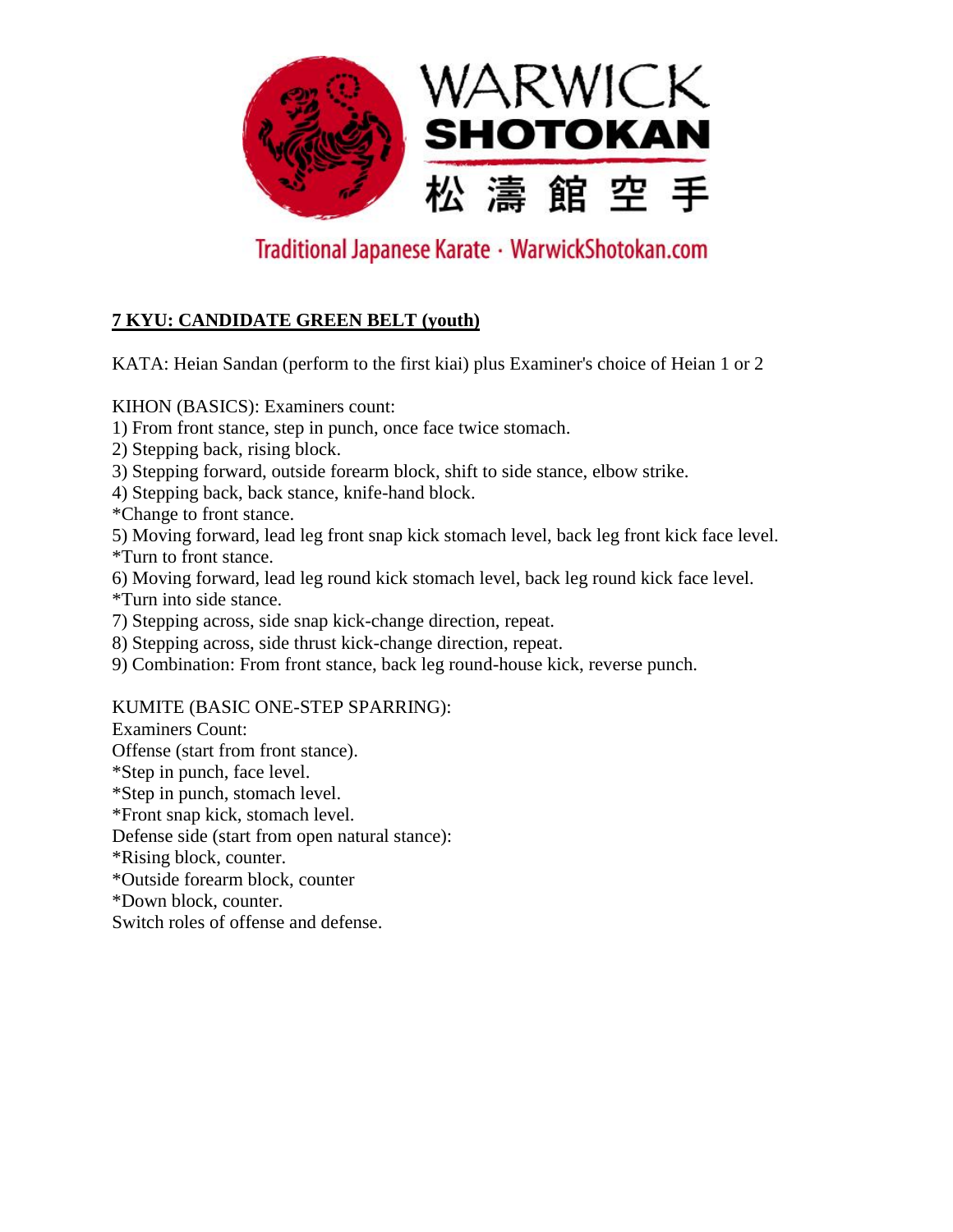WARWICK
**SHOTOKAN**
松濤館空手

Traditional Japanese Karate · WarwickShotokan.com

## **7 KYU: CANDIDATE GREEN BELT (youth)**

KATA: Heian Sandan (perform to the first kiai) plus Examiner's choice of Heian 1 or 2

KIHON (BASICS): Examiners count:
1) From front stance, step in punch, once face twice stomach.
2) Stepping back, rising block.
3) Stepping forward, outside forearm block, shift to side stance, elbow strike.
4) Stepping back, back stance, knife-hand block.
*Change to front stance.
5) Moving forward, lead leg front snap kick stomach level, back leg front kick face level.
*Turn to front stance.
6) Moving forward, lead leg round kick stomach level, back leg round kick face level.
*Turn into side stance.
7) Stepping across, side snap kick-change direction, repeat.
8) Stepping across, side thrust kick-change direction, repeat.
9) Combination: From front stance, back leg round-house kick, reverse punch.

KUMITE (BASIC ONE-STEP SPARRING):
Examiners Count:
Offense (start from front stance).
*Step in punch, face level.
*Step in punch, stomach level.
*Front snap kick, stomach level.
Defense side (start from open natural stance):
*Rising block, counter.
*Outside forearm block, counter
*Down block, counter.
Switch roles of offense and defense.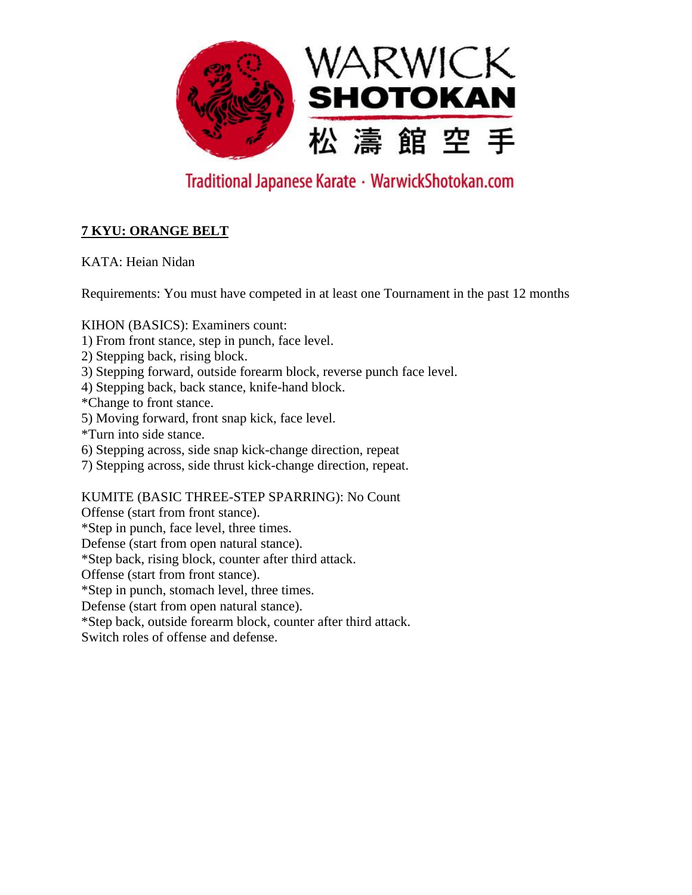## 7 KYU: ORANGE BELT

KATA: Heian Nidan

Requirements: You must have competed in at least one Tournament in the past 12 months

KIHON (BASICS): Examiners count:

1) From front stance, step in punch, face level.
2) Stepping back, rising block.
3) Stepping forward, outside forearm block, reverse punch face level.
4) Stepping back, back stance, knife-hand block.

*Change to front stance.

5) Moving forward, front snap kick, face level.

*Turn into side stance.

6) Stepping across, side snap kick-change direction, repeat
7) Stepping across, side thrust kick-change direction, repeat.

KUMITE (BASIC THREE-STEP SPARRING): No Count

Offense (start from front stance).

*Step in punch, face level, three times.

Defense (start from open natural stance).

*Step back, rising block, counter after third attack.

Offense (start from front stance).

*Step in punch, stomach level, three times.

Defense (start from open natural stance).

*Step back, outside forearm block, counter after third attack.

Switch roles of offense and defense.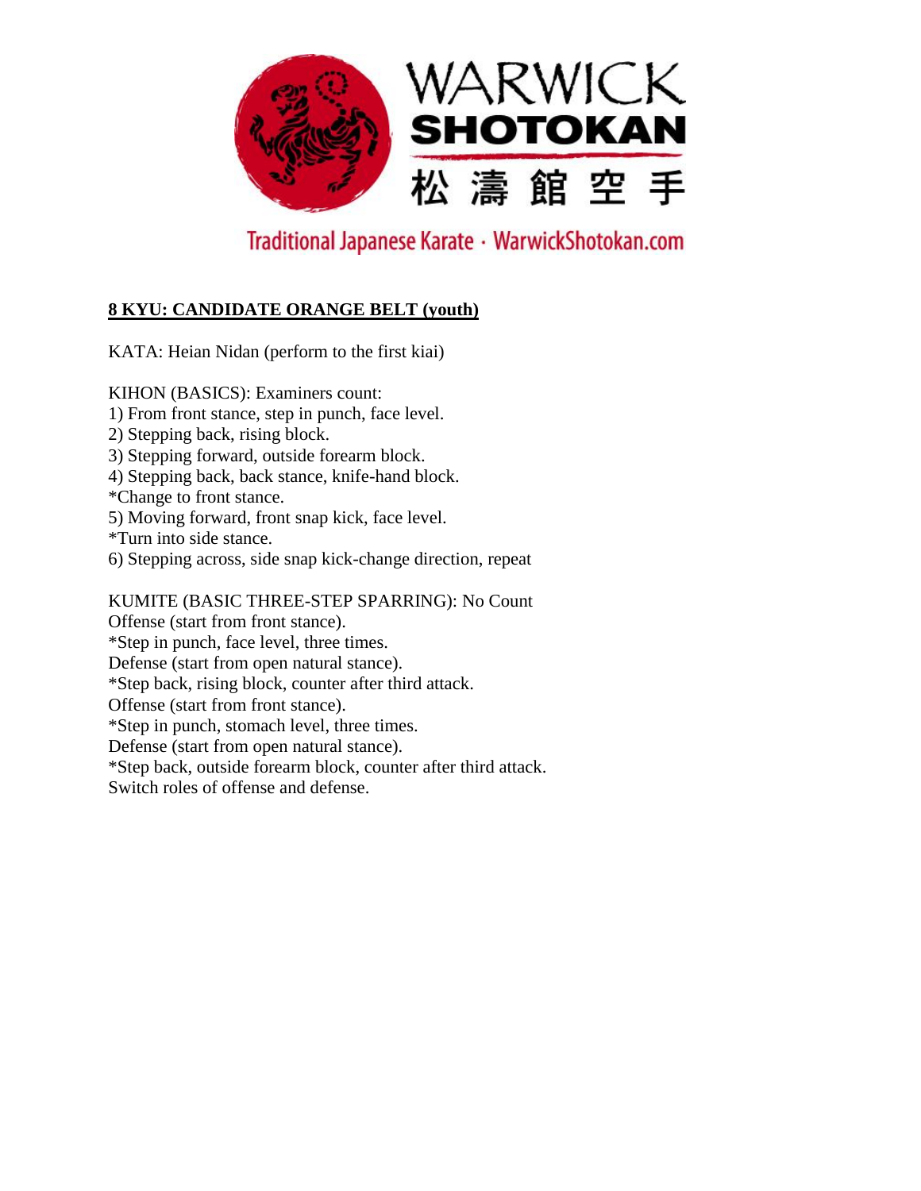WARWICK
SHOTOKAN
松濤館空手

Traditional Japanese Karate · WarwickShotokan.com

## 8 KYU: CANDIDATE ORANGE BELT (youth)

KATA: Heian Nidan (perform to the first kiai)

KIHON (BASICS): Examiners count:
1) From front stance, step in punch, face level.
2) Stepping back, rising block.
3) Stepping forward, outside forearm block.
4) Stepping back, back stance, knife-hand block.
*Change to front stance.
5) Moving forward, front snap kick, face level.
*Turn into side stance.
6) Stepping across, side snap kick-change direction, repeat

KUMITE (BASIC THREE-STEP SPARRING): No Count
Offense (start from front stance).
*Step in punch, face level, three times.
Defense (start from open natural stance).
*Step back, rising block, counter after third attack.
Offense (start from front stance).
*Step in punch, stomach level, three times.
Defense (start from open natural stance).
*Step back, outside forearm block, counter after third attack.
Switch roles of offense and defense.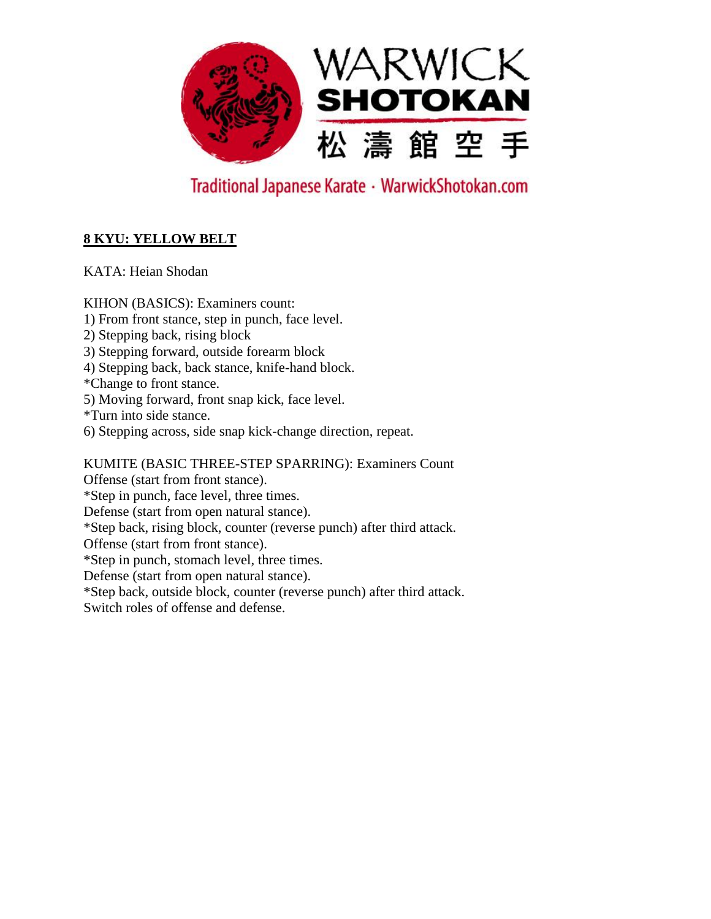WARWICK SHOTOKAN 松濤館空手

Traditional Japanese Karate · WarwickShotokan.com

## 8 KYU: YELLOW BELT

KATA: Heian Shodan

KIHON (BASICS): Examiners count:
1) From front stance, step in punch, face level.
2) Stepping back, rising block
3) Stepping forward, outside forearm block
4) Stepping back, back stance, knife-hand block.
*Change to front stance.
5) Moving forward, front snap kick, face level.
*Turn into side stance.
6) Stepping across, side snap kick-change direction, repeat.

KUMITE (BASIC THREE-STEP SPARRING): Examiners Count
Offense (start from front stance).
*Step in punch, face level, three times.
Defense (start from open natural stance).
*Step back, rising block, counter (reverse punch) after third attack.
Offense (start from front stance).
*Step in punch, stomach level, three times.
Defense (start from open natural stance).
*Step back, outside block, counter (reverse punch) after third attack.
Switch roles of offense and defense.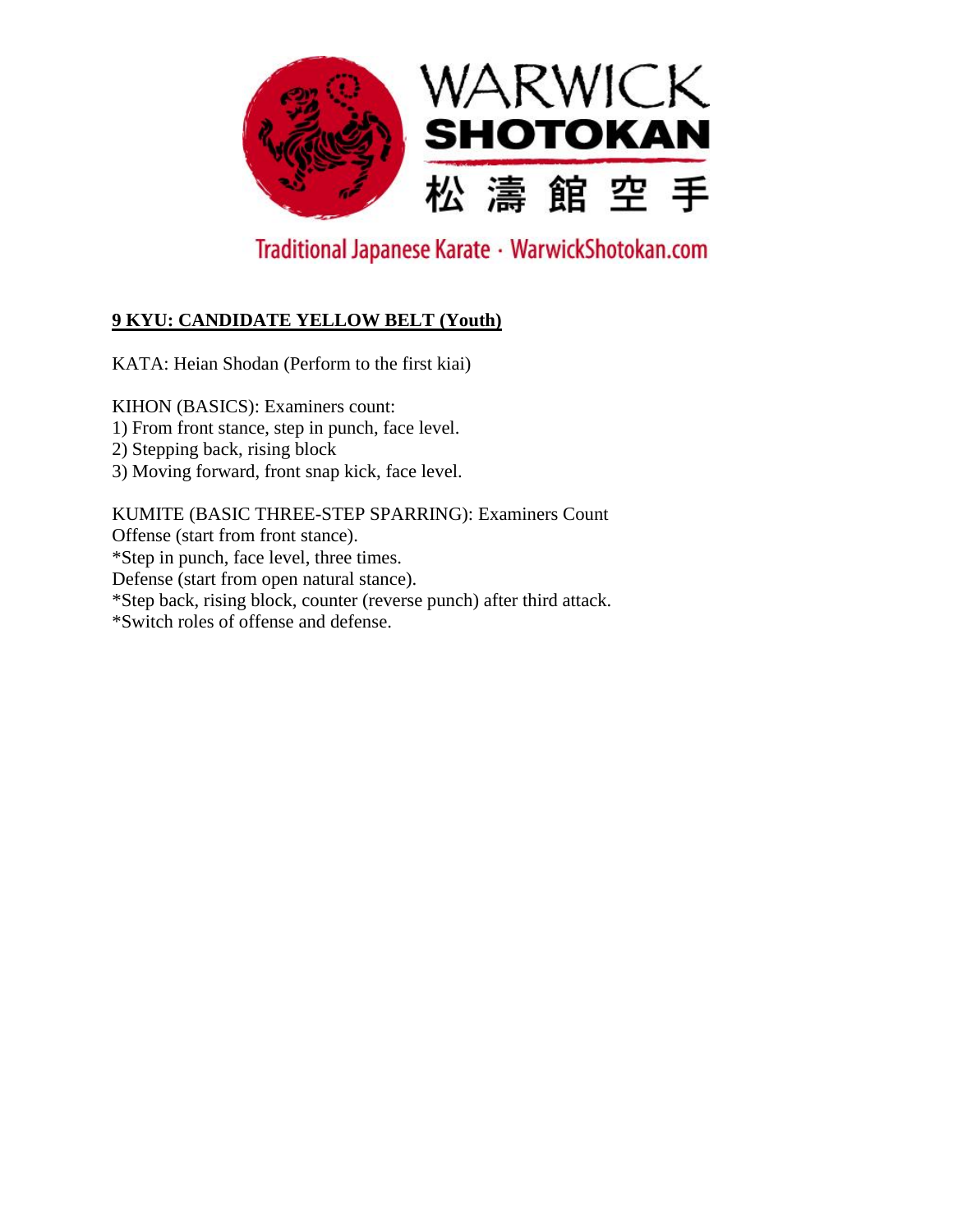# WARWICK SHOTOKAN

松濤館空手

Traditional Japanese Karate · WarwickShotokan.com

**9 KYU: CANDIDATE YELLOW BELT (Youth)**

KATA: Heian Shodan (Perform to the first kiai)

KIHON (BASICS): Examiners count:
1) From front stance, step in punch, face level.
2) Stepping back, rising block
3) Moving forward, front snap kick, face level.

KUMITE (BASIC THREE-STEP SPARRING): Examiners Count
Offense (start from front stance).
*Step in punch, face level, three times.
Defense (start from open natural stance).
*Step back, rising block, counter (reverse punch) after third attack.
*Switch roles of offense and defense.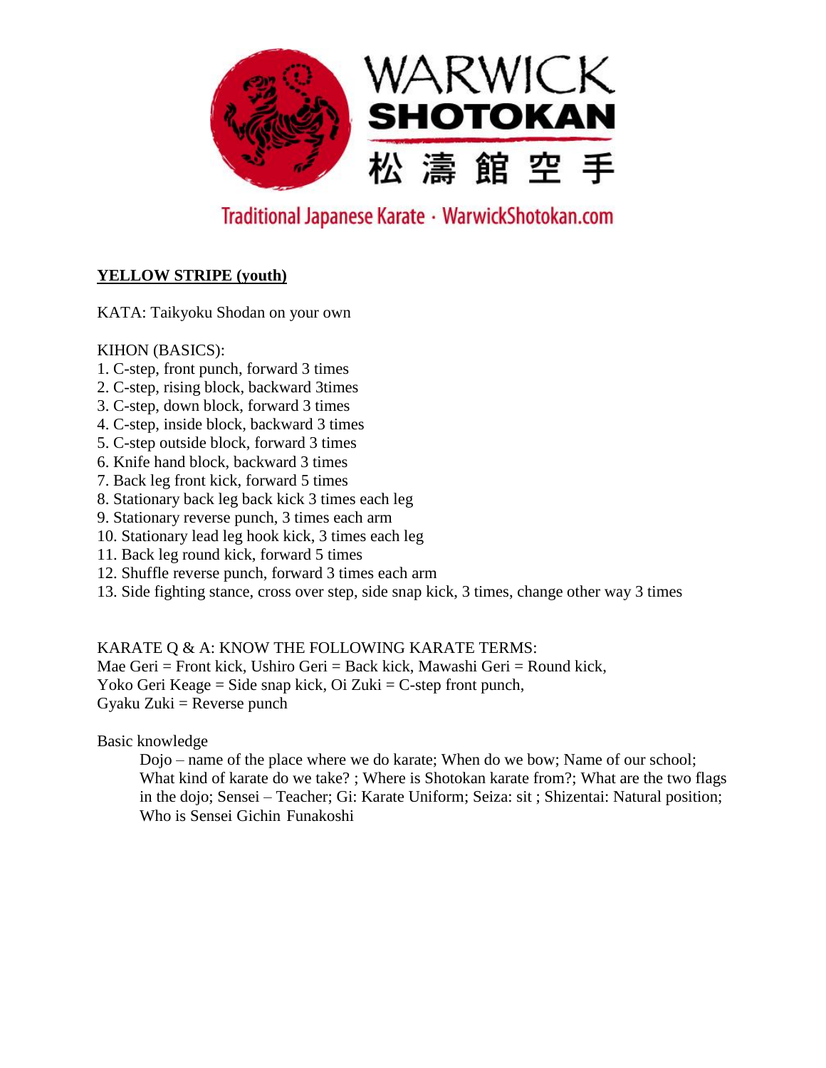WARWICK
SHOTOKAN
松濤館空手

Traditional Japanese Karate · WarwickShotokan.com

**YELLOW STRIPE (youth)**

KATA: Taikyoku Shodan on your own

KIHON (BASICS):

1. C-step, front punch, forward 3 times
2. C-step, rising block, backward 3times
3. C-step, down block, forward 3 times
4. C-step, inside block, backward 3 times
5. C-step outside block, forward 3 times
6. Knife hand block, backward 3 times
7. Back leg front kick, forward 5 times
8. Stationary back leg back kick 3 times each leg
9. Stationary reverse punch, 3 times each arm
10. Stationary lead leg hook kick, 3 times each leg
11. Back leg round kick, forward 5 times
12. Shuffle reverse punch, forward 3 times each arm
13. Side fighting stance, cross over step, side snap kick, 3 times, change other way 3 times

KARATE Q & A: KNOW THE FOLLOWING KARATE TERMS:
Mae Geri = Front kick, Ushiro Geri = Back kick, Mawashi Geri = Round kick,
Yoko Geri Keage = Side snap kick, Oi Zuki = C-step front punch,
Gyaku Zuki = Reverse punch

Basic knowledge

Dojo – name of the place where we do karate; When do we bow; Name of our school; What kind of karate do we take? ; Where is Shotokan karate from?; What are the two flags in the dojo; Sensei – Teacher; Gi: Karate Uniform; Seiza: sit ; Shizentai: Natural position; Who is Sensei Gichin Funakoshi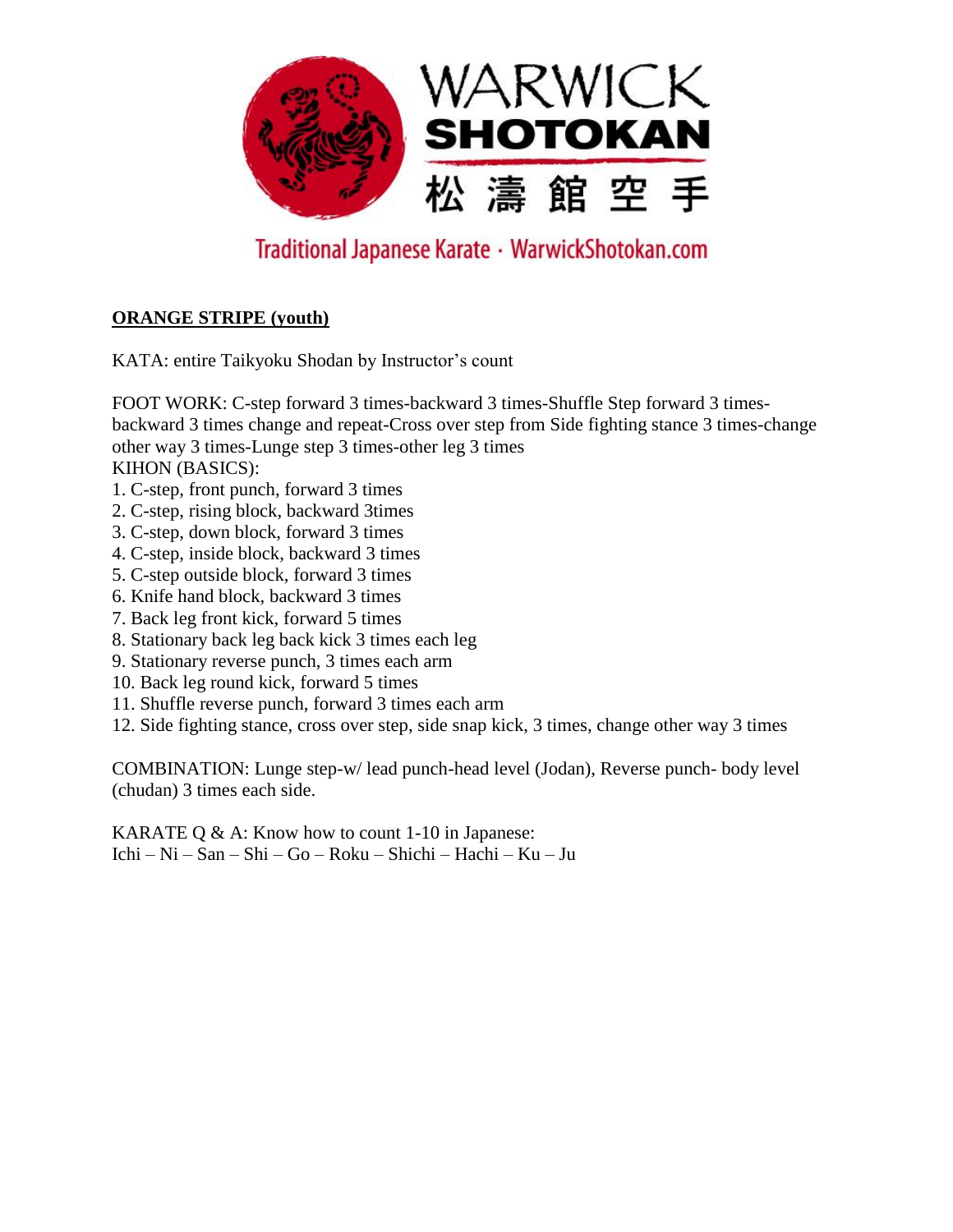WARWICK
**SHOTOKAN**
松濤館空手

Traditional Japanese Karate · WarwickShotokan.com

**ORANGE STRIPE (youth)**

KATA: entire Taikyoku Shodan by Instructor's count

FOOT WORK: C-step forward 3 times-backward 3 times-Shuffle Step forward 3 times-backward 3 times change and repeat-Cross over step from Side fighting stance 3 times-change other way 3 times-Lunge step 3 times-other leg 3 times

KIHON (BASICS):

1. C-step, front punch, forward 3 times
2. C-step, rising block, backward 3times
3. C-step, down block, forward 3 times
4. C-step, inside block, backward 3 times
5. C-step outside block, forward 3 times
6. Knife hand block, backward 3 times
7. Back leg front kick, forward 5 times
8. Stationary back leg back kick 3 times each leg
9. Stationary reverse punch, 3 times each arm
10. Back leg round kick, forward 5 times
11. Shuffle reverse punch, forward 3 times each arm
12. Side fighting stance, cross over step, side snap kick, 3 times, change other way 3 times

COMBINATION: Lunge step-w/ lead punch-head level (Jodan), Reverse punch- body level (chudan) 3 times each side.

KARATE Q & A: Know how to count 1-10 in Japanese:
Ichi – Ni – San – Shi – Go – Roku – Shichi – Hachi – Ku – Ju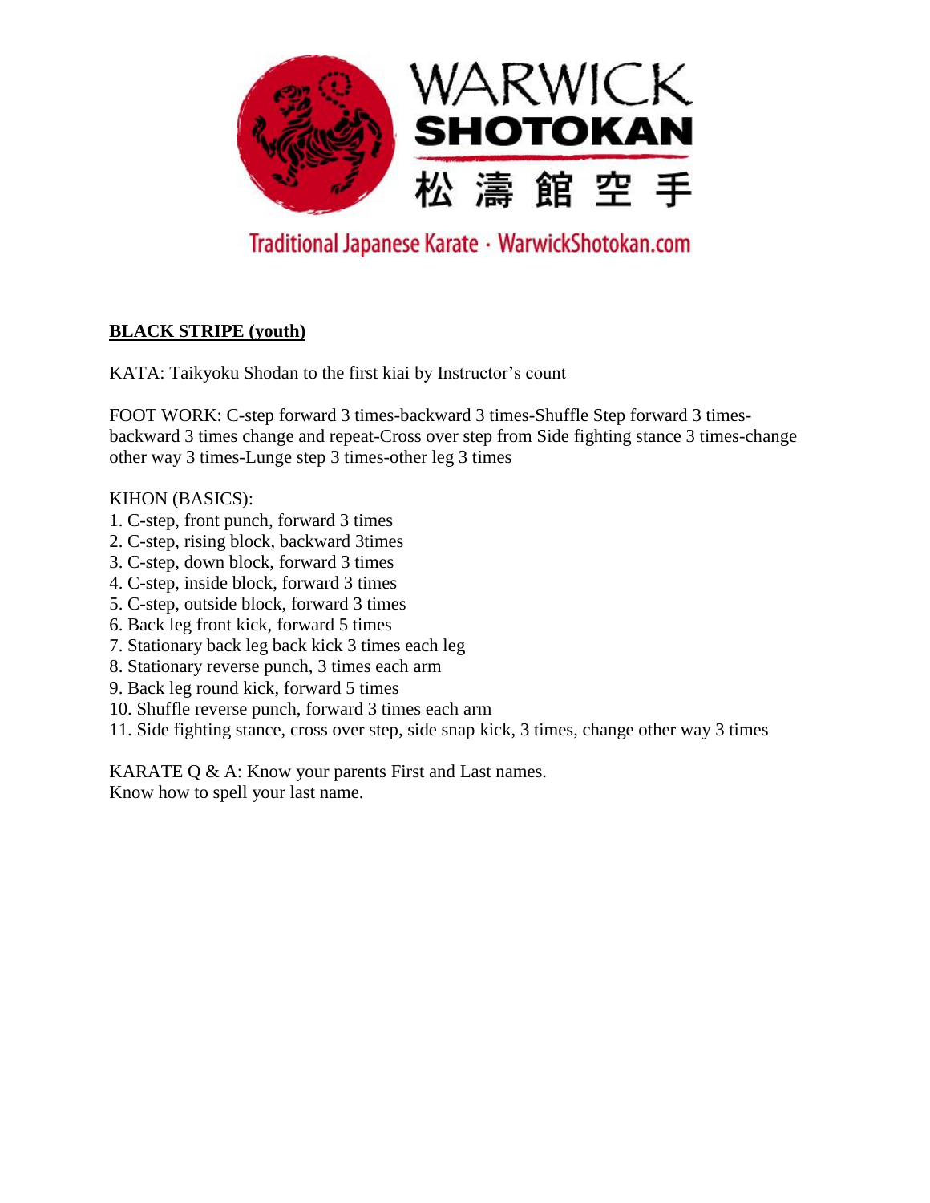WARWICK SHOTOKAN

松濤館空手

Traditional Japanese Karate · WarwickShotokan.com

**BLACK STRIPE (youth)**

KATA: Taikyoku Shodan to the first kiai by Instructor's count

FOOT WORK: C-step forward 3 times-backward 3 times-Shuffle Step forward 3 times-backward 3 times change and repeat-Cross over step from Side fighting stance 3 times-change other way 3 times-Lunge step 3 times-other leg 3 times

KIHON (BASICS):

1. C-step, front punch, forward 3 times
2. C-step, rising block, backward 3times
3. C-step, down block, forward 3 times
4. C-step, inside block, forward 3 times
5. C-step, outside block, forward 3 times
6. Back leg front kick, forward 5 times
7. Stationary back leg back kick 3 times each leg
8. Stationary reverse punch, 3 times each arm
9. Back leg round kick, forward 5 times
10. Shuffle reverse punch, forward 3 times each arm
11. Side fighting stance, cross over step, side snap kick, 3 times, change other way 3 times

KARATE Q & A: Know your parents First and Last names.
Know how to spell your last name.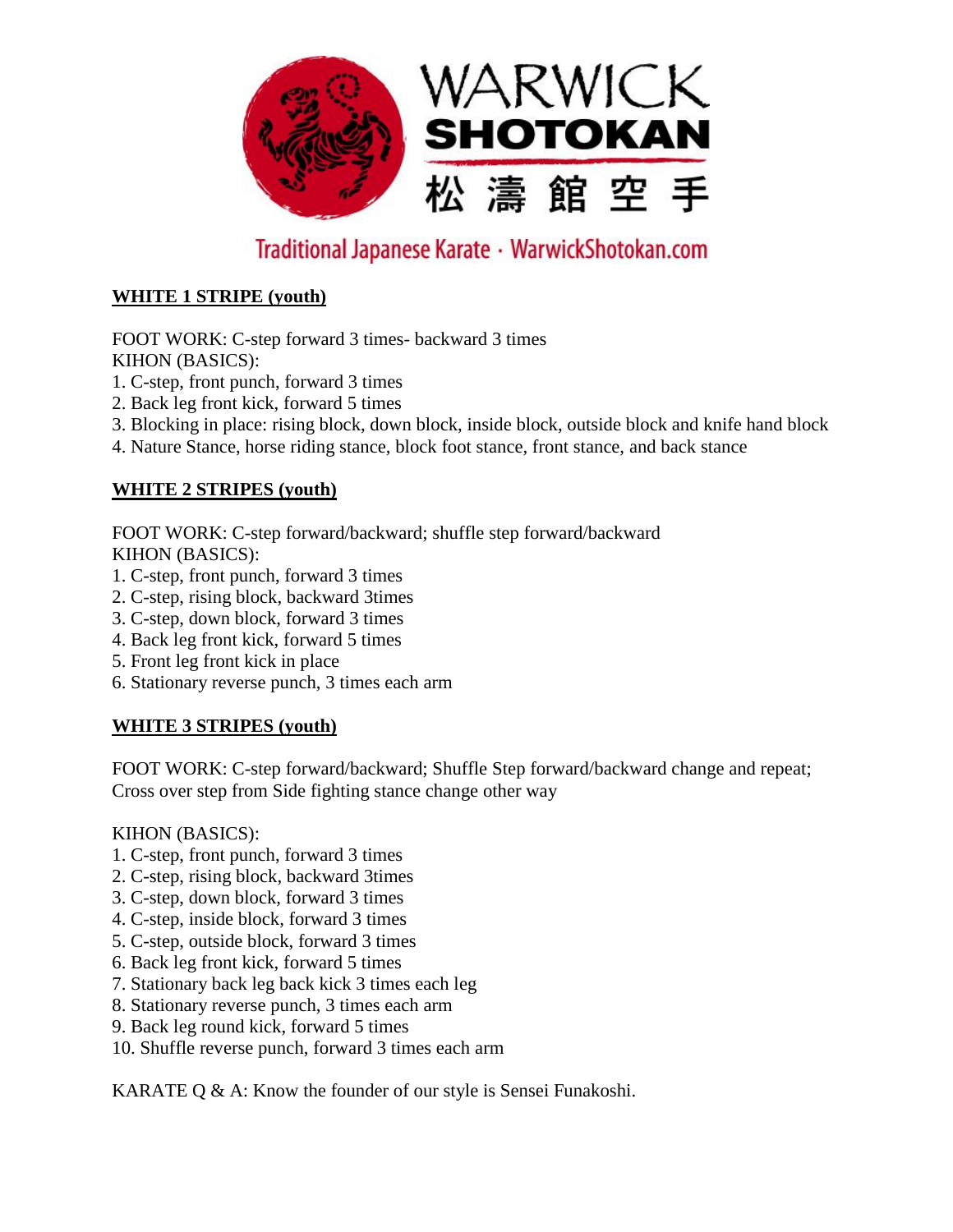WARWICK SHOTOKAN 松濤館空手

Traditional Japanese Karate · WarwickShotokan.com

## WHITE 1 STRIPE (youth)

FOOT WORK: C-step forward 3 times- backward 3 times
KIHON (BASICS):

1. C-step, front punch, forward 3 times
2. Back leg front kick, forward 5 times
3. Blocking in place: rising block, down block, inside block, outside block and knife hand block
4. Nature Stance, horse riding stance, block foot stance, front stance, and back stance

## WHITE 2 STRIPES (youth)

FOOT WORK: C-step forward/backward; shuffle step forward/backward
KIHON (BASICS):

1. C-step, front punch, forward 3 times
2. C-step, rising block, backward 3times
3. C-step, down block, forward 3 times
4. Back leg front kick, forward 5 times
5. Front leg front kick in place
6. Stationary reverse punch, 3 times each arm

## WHITE 3 STRIPES (youth)

FOOT WORK: C-step forward/backward; Shuffle Step forward/backward change and repeat; Cross over step from Side fighting stance change other way

KIHON (BASICS):

1. C-step, front punch, forward 3 times
2. C-step, rising block, backward 3times
3. C-step, down block, forward 3 times
4. C-step, inside block, forward 3 times
5. C-step, outside block, forward 3 times
6. Back leg front kick, forward 5 times
7. Stationary back leg back kick 3 times each leg
8. Stationary reverse punch, 3 times each arm
9. Back leg round kick, forward 5 times
10. Shuffle reverse punch, forward 3 times each arm

KARATE Q & A: Know the founder of our style is Sensei Funakoshi.